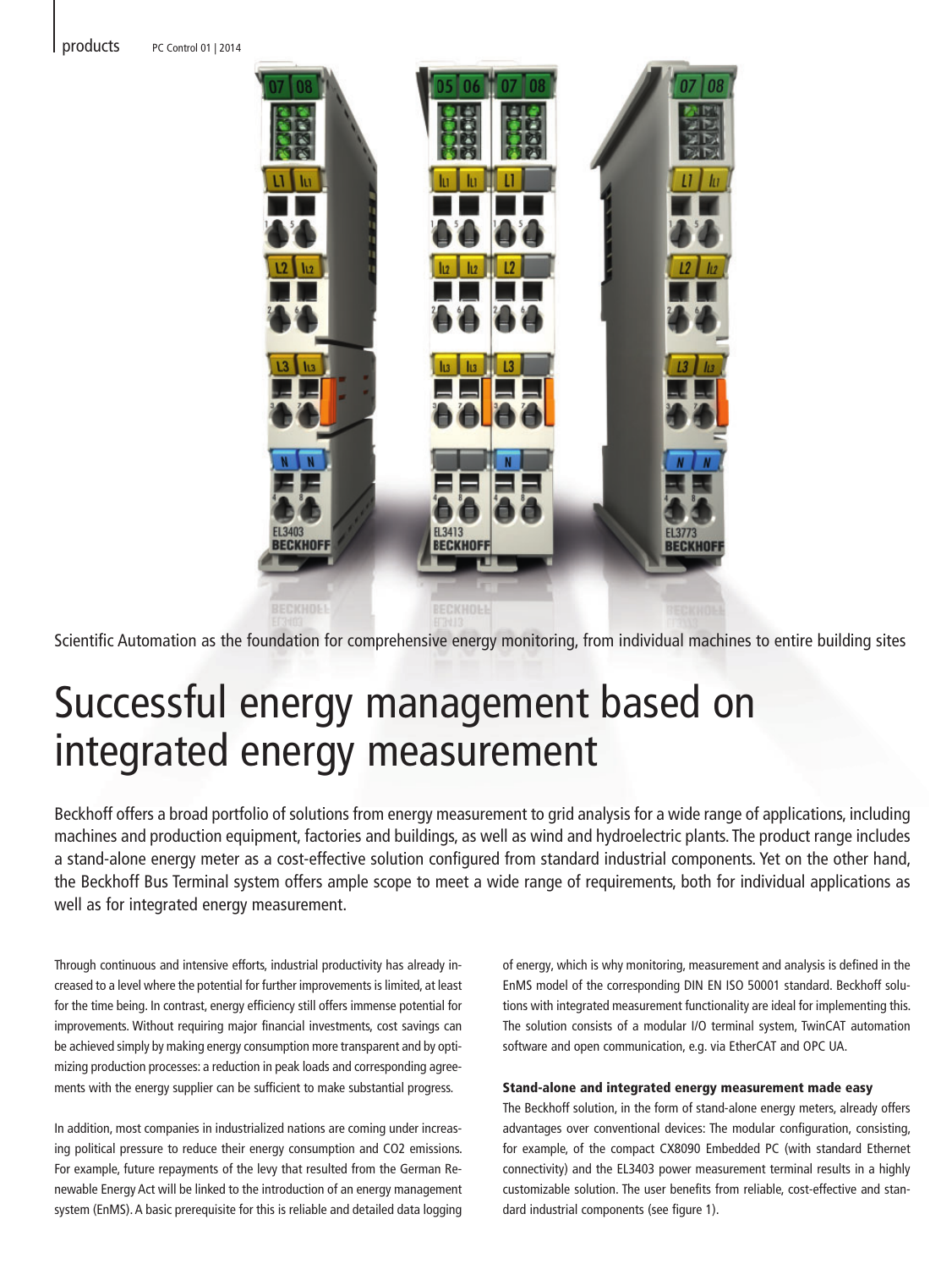Scientific Automation as the foundation for comprehensive energy monitoring, from individual machines to entire building sites

# Successful energy management based on integrated energy measurement

Beckhoff offers a broad portfolio of solutions from energy measurement to grid analysis for a wide range of applications, including machines and production equipment, factories and buildings, as well as wind and hydroelectric plants. The product range includes a stand-alone energy meter as a cost-effective solution configured from standard industrial components. Yet on the other hand, the Beckhoff Bus Terminal system offers ample scope to meet a wide range of requirements, both for individual applications as well as for integrated energy measurement.

Through continuous and intensive efforts, industrial productivity has already increased to a level where the potential for further improvements is limited, at least for the time being. In contrast, energy efficiency still offers immense potential for improvements. Without requiring major financial investments, cost savings can be achieved simply by making energy consumption more transparent and by optimizing production processes: a reduction in peak loads and corresponding agreements with the energy supplier can be sufficient to make substantial progress.

In addition, most companies in industrialized nations are coming under increasing political pressure to reduce their energy consumption and $CO_2$ emissions. For example, future repayments of the levy that resulted from the German Renewable Energy Act will be linked to the introduction of an energy management system (EnMS). A basic prerequisite for this is reliable and detailed data logging of energy, which is why monitoring, measurement and analysis is defined in the EnMS model of the corresponding DIN EN ISO 50001 standard. Beckhoff solutions with integrated measurement functionality are ideal for implementing this. The solution consists of a modular I/O terminal system, TwinCAT automation software and open communication, e.g. via EtherCAT and OPC UA.

### Stand-alone and integrated energy measurement made easy

The Beckhoff solution, in the form of stand-alone energy meters, already offers advantages over conventional devices: The modular configuration, consisting, for example, of the compact CX8090 Embedded PC (with standard Ethernet connectivity) and the EL3403 power measurement terminal results in a highly customizable solution. The user benefits from reliable, cost-effective and standard industrial components (see figure 1).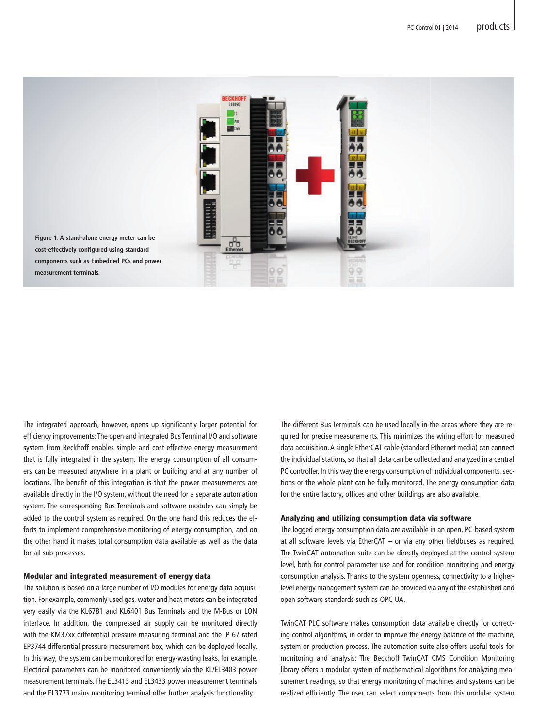Figure 1: A stand-alone energy meter can be cost-effectively configured using standard components such as Embedded PCs and power measurement terminals.

The integrated approach, however, opens up significantly larger potential for efficiency improvements: The open and integrated Bus Terminal I/O and software system from Beckhoff enables simple and cost-effective energy measurement that is fully integrated in the system. The energy consumption of all consumers can be measured anywhere in a plant or building and at any number of locations. The benefit of this integration is that the power measurements are available directly in the I/O system, without the need for a separate automation system. The corresponding Bus Terminals and software modules can simply be added to the control system as required. On the one hand this reduces the efforts to implement comprehensive monitoring of energy consumption, and on the other hand it makes total consumption data available as well as the data for all sub-processes.

### Modular and integrated measurement of energy data

The solution is based on a large number of I/O modules for energy data acquisition. For example, commonly used gas, water and heat meters can be integrated very easily via the KL6781 and KL6401 Bus Terminals and the M-Bus or LON interface. In addition, the compressed air supply can be monitored directly with the KM37xx differential pressure measuring terminal and the IP 67-rated EP3744 differential pressure measurement box, which can be deployed locally. In this way, the system can be monitored for energy-wasting leaks, for example. Electrical parameters can be monitored conveniently via the KL/EL3403 power measurement terminals. The EL3413 and EL3433 power measurement terminals and the EL3773 mains monitoring terminal offer further analysis functionality.

The different Bus Terminals can be used locally in the areas where they are required for precise measurements. This minimizes the wiring effort for measured data acquisition. A single EtherCAT cable (standard Ethernet media) can connect the individual stations, so that all data can be collected and analyzed in a central PC controller. In this way the energy consumption of individual components, sections or the whole plant can be fully monitored. The energy consumption data for the entire factory, offices and other buildings are also available.

### Analyzing and utilizing consumption data via software

The logged energy consumption data are available in an open, PC-based system at all software levels via EtherCAT – or via any other fieldbuses as required. The TwinCAT automation suite can be directly deployed at the control system level, both for control parameter use and for condition monitoring and energy consumption analysis. Thanks to the system openness, connectivity to a higher-level energy management system can be provided via any of the established and open software standards such as OPC UA.

TwinCAT PLC software makes consumption data available directly for correcting control algorithms, in order to improve the energy balance of the machine, system or production process. The automation suite also offers useful tools for monitoring and analysis: The Beckhoff TwinCAT CMS Condition Monitoring library offers a modular system of mathematical algorithms for analyzing measurement readings, so that energy monitoring of machines and systems can be realized efficiently. The user can select components from this modular system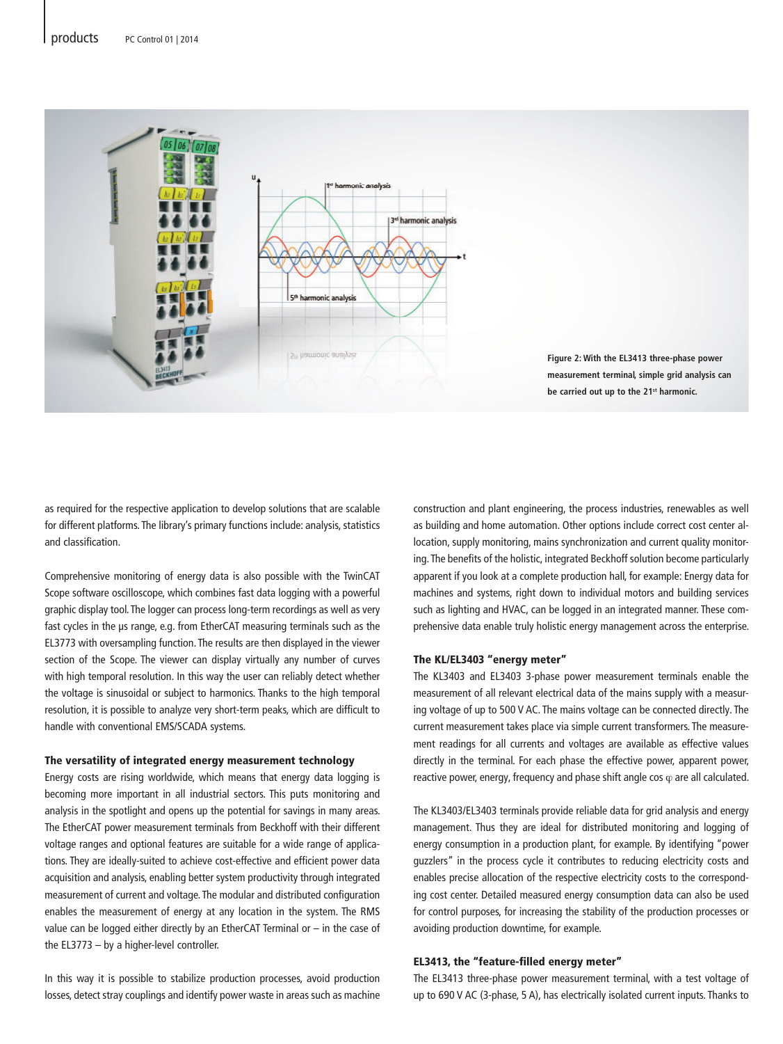Figure 2: With the EL3413 three-phase power measurement terminal, simple grid analysis can be carried out up to the 21st harmonic.

as required for the respective application to develop solutions that are scalable for different platforms. The library's primary functions include: analysis, statistics and classification.

Comprehensive monitoring of energy data is also possible with the TwinCAT Scope software oscilloscope, which combines fast data logging with a powerful graphic display tool. The logger can process long-term recordings as well as very fast cycles in the µs range, e.g. from EtherCAT measuring terminals such as the EL3773 with oversampling function. The results are then displayed in the viewer section of the Scope. The viewer can display virtually any number of curves with high temporal resolution. In this way the user can reliably detect whether the voltage is sinusoidal or subject to harmonics. Thanks to the high temporal resolution, it is possible to analyze very short-term peaks, which are difficult to handle with conventional EMS/SCADA systems.

### The versatility of integrated energy measurement technology

Energy costs are rising worldwide, which means that energy data logging is becoming more important in all industrial sectors. This puts monitoring and analysis in the spotlight and opens up the potential for savings in many areas. The EtherCAT power measurement terminals from Beckhoff with their different voltage ranges and optional features are suitable for a wide range of applications. They are ideally-suited to achieve cost-effective and efficient power data acquisition and analysis, enabling better system productivity through integrated measurement of current and voltage. The modular and distributed configuration enables the measurement of energy at any location in the system. The RMS value can be logged either directly by an EtherCAT Terminal or – in the case of the EL3773 – by a higher-level controller.

In this way it is possible to stabilize production processes, avoid production losses, detect stray couplings and identify power waste in areas such as machine construction and plant engineering, the process industries, renewables as well as building and home automation. Other options include correct cost center allocation, supply monitoring, mains synchronization and current quality monitoring. The benefits of the holistic, integrated Beckhoff solution become particularly apparent if you look at a complete production hall, for example: Energy data for machines and systems, right down to individual motors and building services such as lighting and HVAC, can be logged in an integrated manner. These comprehensive data enable truly holistic energy management across the enterprise.

### The KL/EL3403 "energy meter"

The KL3403 and EL3403 3-phase power measurement terminals enable the measurement of all relevant electrical data of the mains supply with a measuring voltage of up to 500 V AC. The mains voltage can be connected directly. The current measurement takes place via simple current transformers. The measurement readings for all currents and voltages are available as effective values directly in the terminal. For each phase the effective power, apparent power, reactive power, energy, frequency and phase shift angle cos $\varphi$ are all calculated.

The KL3403/EL3403 terminals provide reliable data for grid analysis and energy management. Thus they are ideal for distributed monitoring and logging of energy consumption in a production plant, for example. By identifying "power guzzlers" in the process cycle it contributes to reducing electricity costs and enables precise allocation of the respective electricity costs to the corresponding cost center. Detailed measured energy consumption data can also be used for control purposes, for increasing the stability of the production processes or avoiding production downtime, for example.

### EL3413, the "feature-filled energy meter"

The EL3413 three-phase power measurement terminal, with a test voltage of up to 690 V AC (3-phase, 5 A), has electrically isolated current inputs. Thanks to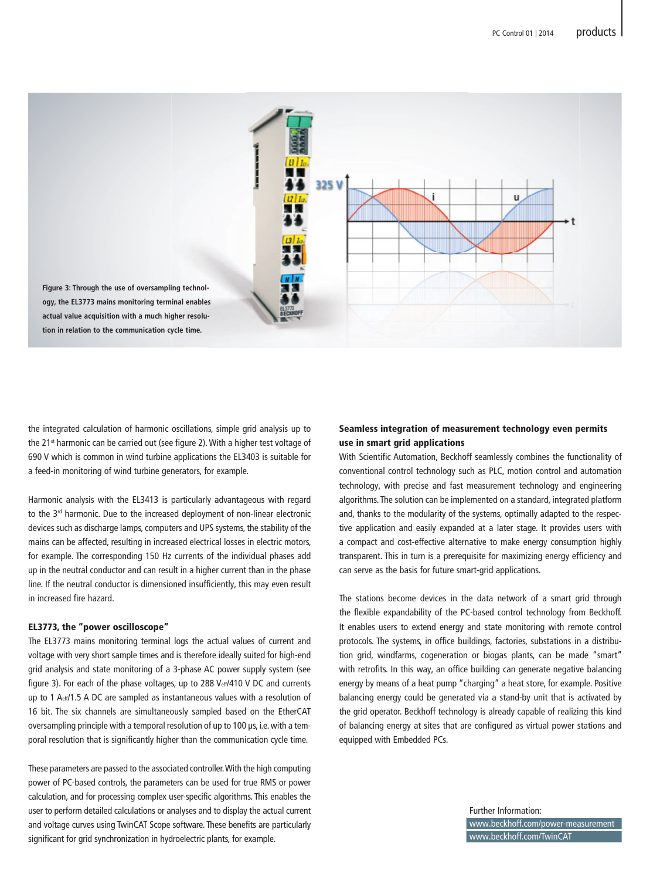325 V

i

u

t

Figure 3: Through the use of oversampling technology, the EL3773 mains monitoring terminal enables actual value acquisition with a much higher resolution in relation to the communication cycle time.

the integrated calculation of harmonic oscillations, simple grid analysis up to the 21st harmonic can be carried out (see figure 2). With a higher test voltage of 690 V which is common in wind turbine applications the EL3403 is suitable for a feed-in monitoring of wind turbine generators, for example.

Harmonic analysis with the EL3413 is particularly advantageous with regard to the 3rd harmonic. Due to the increased deployment of non-linear electronic devices such as discharge lamps, computers and UPS systems, the stability of the mains can be affected, resulting in increased electrical losses in electric motors, for example. The corresponding 150 Hz currents of the individual phases add up in the neutral conductor and can result in a higher current than in the phase line. If the neutral conductor is dimensioned insufficiently, this may even result in increased fire hazard.

### EL3773, the "power oscilloscope"

The EL3773 mains monitoring terminal logs the actual values of current and voltage with very short sample times and is therefore ideally suited for high-end grid analysis and state monitoring of a 3-phase AC power supply system (see figure 3). For each of the phase voltages, up to 288 $V_{eff}$/410 V DC and currents up to 1 $A_{eff}$/1.5 A DC are sampled as instantaneous values with a resolution of 16 bit. The six channels are simultaneously sampled based on the EtherCAT oversampling principle with a temporal resolution of up to 100 µs, i.e. with a temporal resolution that is significantly higher than the communication cycle time.

These parameters are passed to the associated controller. With the high computing power of PC-based controls, the parameters can be used for true RMS or power calculation, and for processing complex user-specific algorithms. This enables the user to perform detailed calculations or analyses and to display the actual current and voltage curves using TwinCAT Scope software. These benefits are particularly significant for grid synchronization in hydroelectric plants, for example.

### Seamless integration of measurement technology even permits use in smart grid applications

With Scientific Automation, Beckhoff seamlessly combines the functionality of conventional control technology such as PLC, motion control and automation technology, with precise and fast measurement technology and engineering algorithms. The solution can be implemented on a standard, integrated platform and, thanks to the modularity of the systems, optimally adapted to the respective application and easily expanded at a later stage. It provides users with a compact and cost-effective alternative to make energy consumption highly transparent. This in turn is a prerequisite for maximizing energy efficiency and can serve as the basis for future smart-grid applications.

The stations become devices in the data network of a smart grid through the flexible expandability of the PC-based control technology from Beckhoff. It enables users to extend energy and state monitoring with remote control protocols. The systems, in office buildings, factories, substations in a distribution grid, windfarms, cogeneration or biogas plants, can be made "smart" with retrofits. In this way, an office building can generate negative balancing energy by means of a heat pump "charging" a heat store, for example. Positive balancing energy could be generated via a stand-by unit that is activated by the grid operator. Beckhoff technology is already capable of realizing this kind of balancing energy at sites that are configured as virtual power stations and equipped with Embedded PCs.

Further Information:
www.beckhoff.com/power-measurement
www.beckhoff.com/TwinCAT